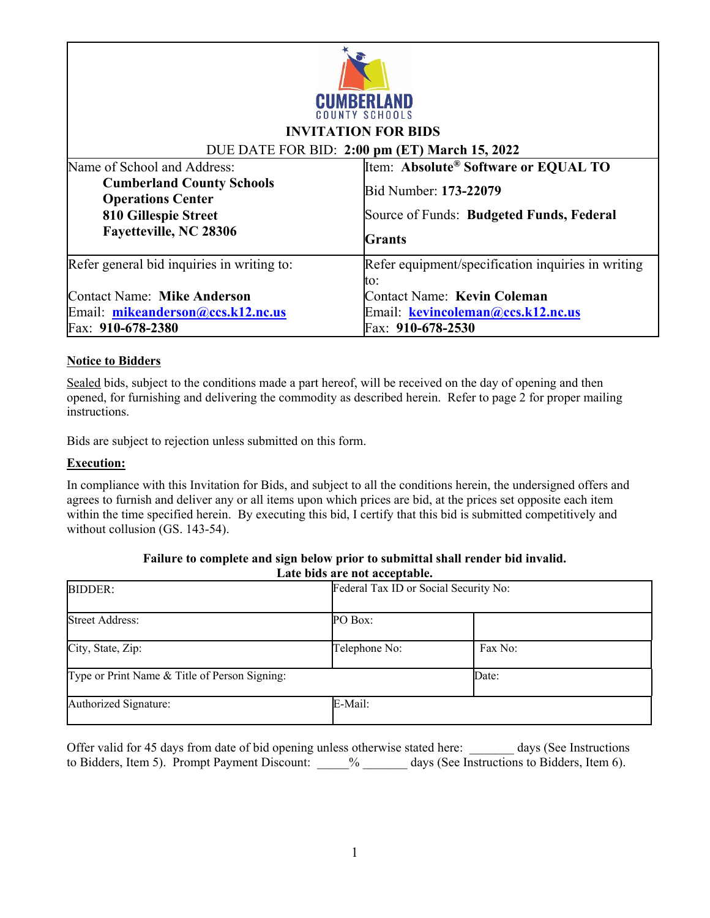CUMBERLAND COUNTY SCHOOLS

# INVITATION FOR BIDS

DUE DATE FOR BID: **2:00 pm (ET) March 15, 2022**

| | |
|---|---|
| Name of School and Address:<br>**Cumberland County Schools**<br>**Operations Center**<br>**810 Gillespie Street**<br>**Fayetteville, NC 28306** | Item: **Absolute® Software or EQUAL TO**<br>Bid Number: **173-22079**<br>Source of Funds: **Budgeted Funds, Federal Grants** |
| Refer general bid inquiries in writing to:<br>Contact Name: **Mike Anderson**<br>Email: **mikeanderson@ccs.k12.nc.us**<br>Fax: **910-678-2380** | Refer equipment/specification inquiries in writing to:<br>Contact Name: **Kevin Coleman**<br>Email: **kevincoleman@ccs.k12.nc.us**<br>Fax: **910-678-2530** |

## Notice to Bidders

Sealed bids, subject to the conditions made a part hereof, will be received on the day of opening and then opened, for furnishing and delivering the commodity as described herein. Refer to page 2 for proper mailing instructions.

Bids are subject to rejection unless submitted on this form.

## Execution:

In compliance with this Invitation for Bids, and subject to all the conditions herein, the undersigned offers and agrees to furnish and deliver any or all items upon which prices are bid, at the prices set opposite each item within the time specified herein. By executing this bid, I certify that this bid is submitted competitively and without collusion (GS. 143-54).

**Failure to complete and sign below prior to submittal shall render bid invalid.**
**Late bids are not acceptable.**

| | | |
|---|---|---|
| BIDDER: | Federal Tax ID or Social Security No: | |
| Street Address: | PO Box: | |
| City, State, Zip: | Telephone No: | Fax No: |
| Type or Print Name & Title of Person Signing: | | Date: |
| Authorized Signature: | E-Mail: | |

Offer valid for 45 days from date of bid opening unless otherwise stated here: _______ days (See Instructions to Bidders, Item 5). Prompt Payment Discount: _____% _______ days (See Instructions to Bidders, Item 6).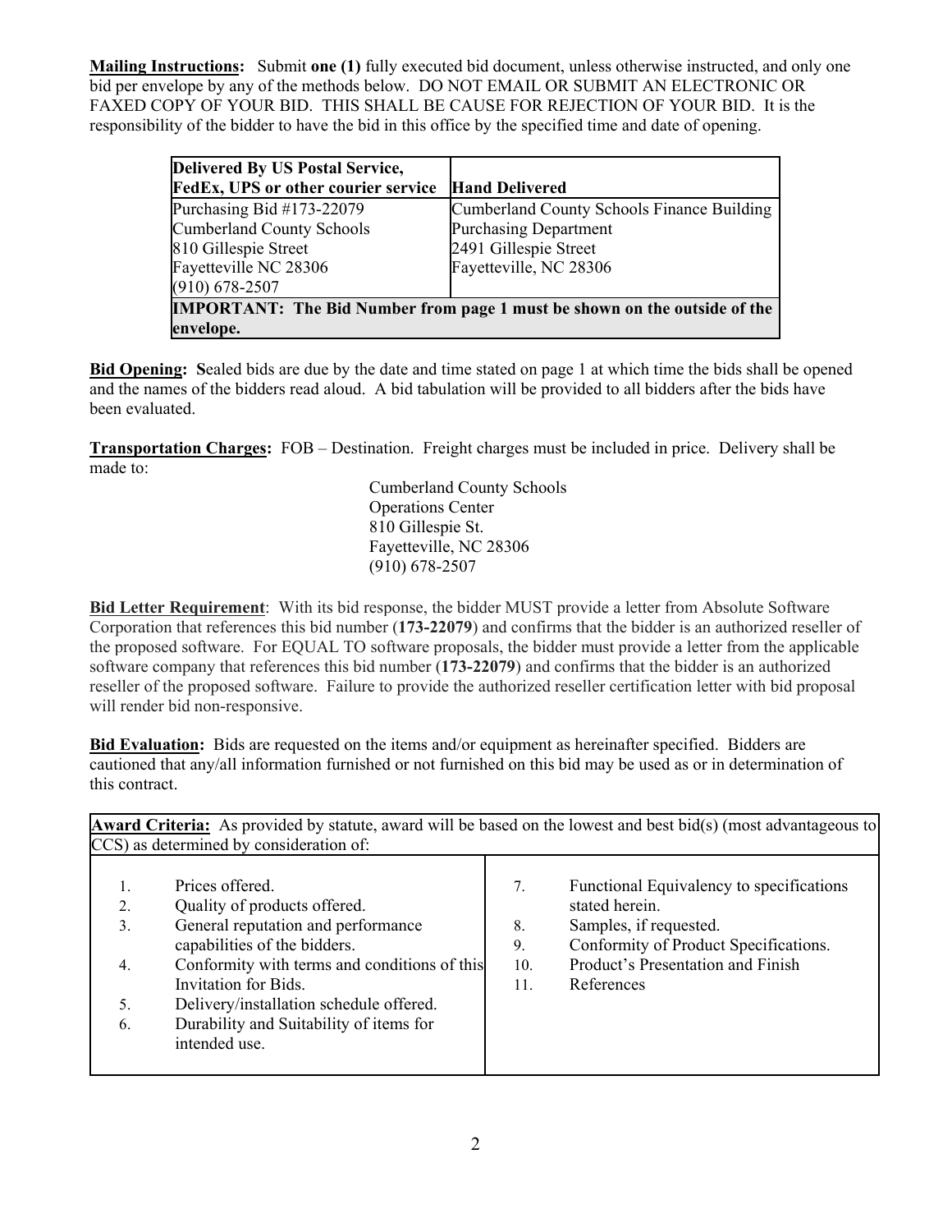**Mailing Instructions:** Submit **one (1)** fully executed bid document, unless otherwise instructed, and only one bid per envelope by any of the methods below. DO NOT EMAIL OR SUBMIT AN ELECTRONIC OR FAXED COPY OF YOUR BID. THIS SHALL BE CAUSE FOR REJECTION OF YOUR BID. It is the responsibility of the bidder to have the bid in this office by the specified time and date of opening.

| **Delivered By US Postal Service, FedEx, UPS or other courier service** | **Hand Delivered** |
|---|---|
| Purchasing Bid #173-22079<br>Cumberland County Schools<br>810 Gillespie Street<br>Fayetteville NC 28306<br>(910) 678-2507 | Cumberland County Schools Finance Building<br>Purchasing Department<br>2491 Gillespie Street<br>Fayetteville, NC 28306 |
| **IMPORTANT: The Bid Number from page 1 must be shown on the outside of the envelope.** | |

**Bid Opening:** **S**ealed bids are due by the date and time stated on page 1 at which time the bids shall be opened and the names of the bidders read aloud. A bid tabulation will be provided to all bidders after the bids have been evaluated.

**Transportation Charges:** FOB – Destination. Freight charges must be included in price. Delivery shall be made to:

Cumberland County Schools
Operations Center
810 Gillespie St.
Fayetteville, NC 28306
(910) 678-2507

**Bid Letter Requirement**: With its bid response, the bidder MUST provide a letter from Absolute Software Corporation that references this bid number (**173-22079**) and confirms that the bidder is an authorized reseller of the proposed software. For EQUAL TO software proposals, the bidder must provide a letter from the applicable software company that references this bid number (**173-22079**) and confirms that the bidder is an authorized reseller of the proposed software. Failure to provide the authorized reseller certification letter with bid proposal will render bid non-responsive.

**Bid Evaluation:** Bids are requested on the items and/or equipment as hereinafter specified. Bidders are cautioned that any/all information furnished or not furnished on this bid may be used as or in determination of this contract.

**Award Criteria:** As provided by statute, award will be based on the lowest and best bid(s) (most advantageous to CCS) as determined by consideration of:

1. Prices offered.
2. Quality of products offered.
3. General reputation and performance capabilities of the bidders.
4. Conformity with terms and conditions of this Invitation for Bids.
5. Delivery/installation schedule offered.
6. Durability and Suitability of items for intended use.
7. Functional Equivalency to specifications stated herein.
8. Samples, if requested.
9. Conformity of Product Specifications.
10. Product's Presentation and Finish
11. References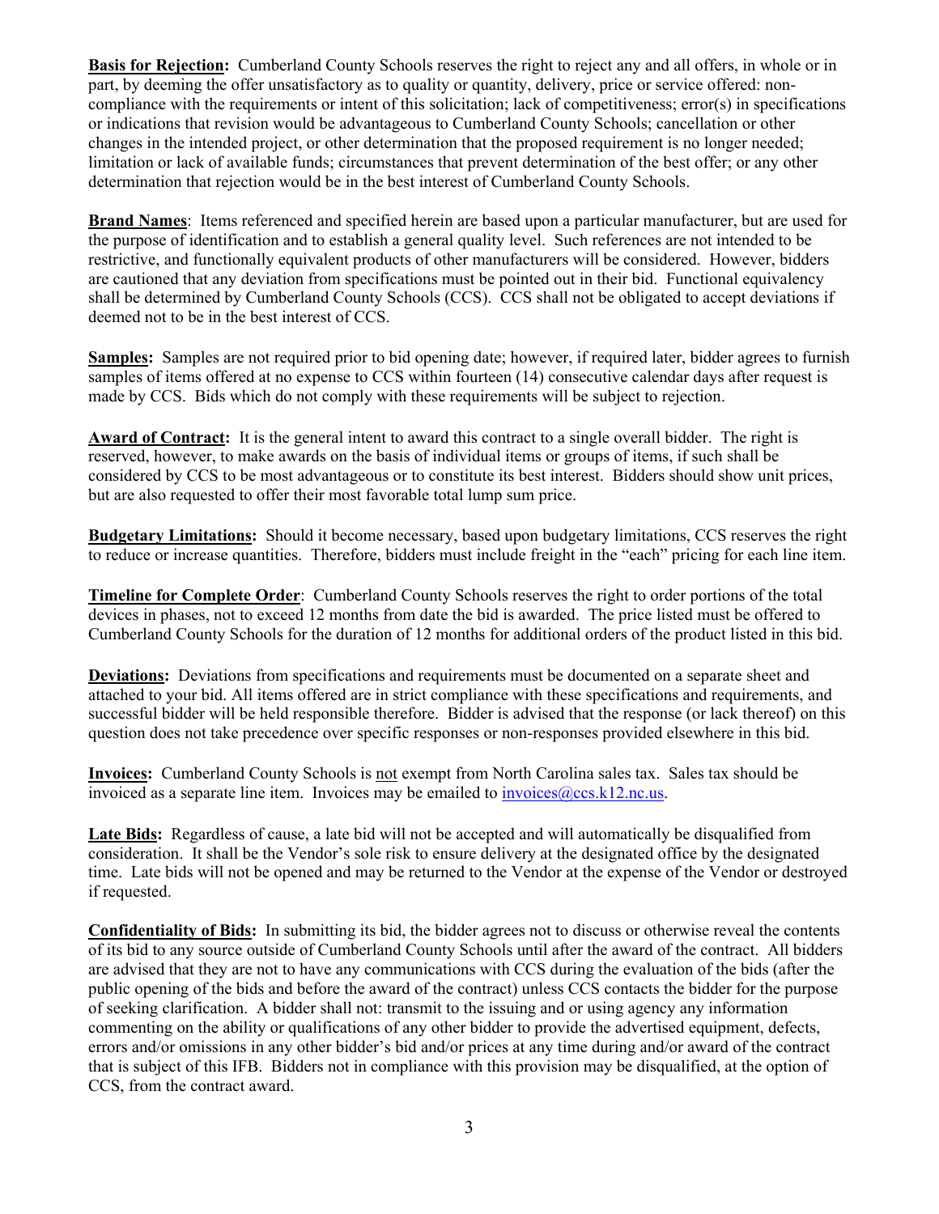**Basis for Rejection:** Cumberland County Schools reserves the right to reject any and all offers, in whole or in part, by deeming the offer unsatisfactory as to quality or quantity, delivery, price or service offered: non-compliance with the requirements or intent of this solicitation; lack of competitiveness; error(s) in specifications or indications that revision would be advantageous to Cumberland County Schools; cancellation or other changes in the intended project, or other determination that the proposed requirement is no longer needed; limitation or lack of available funds; circumstances that prevent determination of the best offer; or any other determination that rejection would be in the best interest of Cumberland County Schools.

**Brand Names**: Items referenced and specified herein are based upon a particular manufacturer, but are used for the purpose of identification and to establish a general quality level. Such references are not intended to be restrictive, and functionally equivalent products of other manufacturers will be considered. However, bidders are cautioned that any deviation from specifications must be pointed out in their bid. Functional equivalency shall be determined by Cumberland County Schools (CCS). CCS shall not be obligated to accept deviations if deemed not to be in the best interest of CCS.

**Samples:** Samples are not required prior to bid opening date; however, if required later, bidder agrees to furnish samples of items offered at no expense to CCS within fourteen (14) consecutive calendar days after request is made by CCS. Bids which do not comply with these requirements will be subject to rejection.

**Award of Contract:** It is the general intent to award this contract to a single overall bidder. The right is reserved, however, to make awards on the basis of individual items or groups of items, if such shall be considered by CCS to be most advantageous or to constitute its best interest. Bidders should show unit prices, but are also requested to offer their most favorable total lump sum price.

**Budgetary Limitations:** Should it become necessary, based upon budgetary limitations, CCS reserves the right to reduce or increase quantities. Therefore, bidders must include freight in the "each" pricing for each line item.

**Timeline for Complete Order**: Cumberland County Schools reserves the right to order portions of the total devices in phases, not to exceed 12 months from date the bid is awarded. The price listed must be offered to Cumberland County Schools for the duration of 12 months for additional orders of the product listed in this bid.

**Deviations:** Deviations from specifications and requirements must be documented on a separate sheet and attached to your bid. All items offered are in strict compliance with these specifications and requirements, and successful bidder will be held responsible therefore. Bidder is advised that the response (or lack thereof) on this question does not take precedence over specific responses or non-responses provided elsewhere in this bid.

**Invoices:** Cumberland County Schools is not exempt from North Carolina sales tax. Sales tax should be invoiced as a separate line item. Invoices may be emailed to invoices@ccs.k12.nc.us.

**Late Bids:** Regardless of cause, a late bid will not be accepted and will automatically be disqualified from consideration. It shall be the Vendor's sole risk to ensure delivery at the designated office by the designated time. Late bids will not be opened and may be returned to the Vendor at the expense of the Vendor or destroyed if requested.

**Confidentiality of Bids:** In submitting its bid, the bidder agrees not to discuss or otherwise reveal the contents of its bid to any source outside of Cumberland County Schools until after the award of the contract. All bidders are advised that they are not to have any communications with CCS during the evaluation of the bids (after the public opening of the bids and before the award of the contract) unless CCS contacts the bidder for the purpose of seeking clarification. A bidder shall not: transmit to the issuing and or using agency any information commenting on the ability or qualifications of any other bidder to provide the advertised equipment, defects, errors and/or omissions in any other bidder's bid and/or prices at any time during and/or award of the contract that is subject of this IFB. Bidders not in compliance with this provision may be disqualified, at the option of CCS, from the contract award.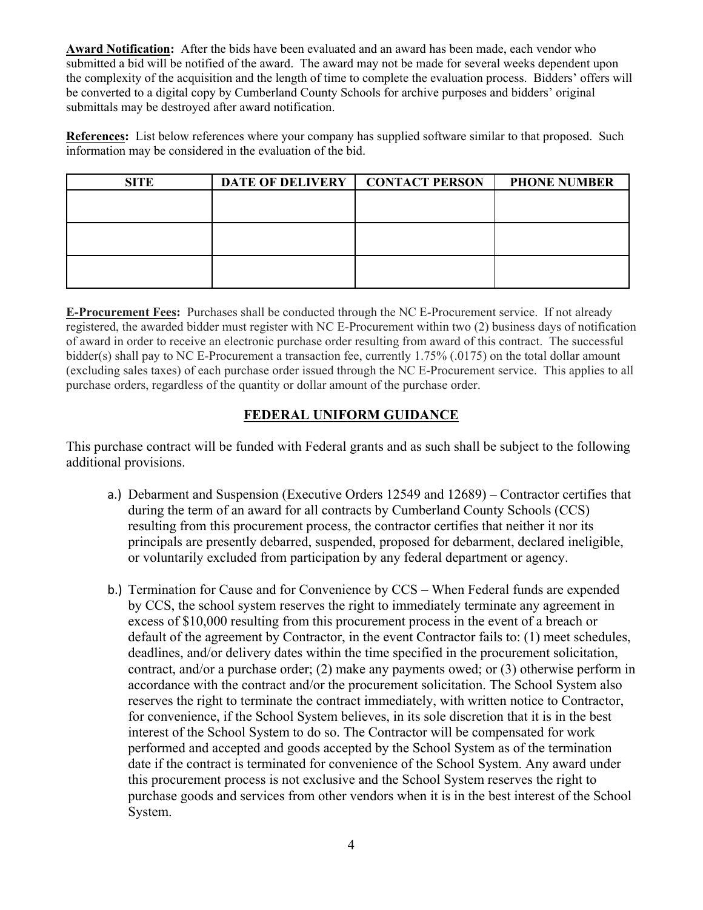**Award Notification:** After the bids have been evaluated and an award has been made, each vendor who submitted a bid will be notified of the award. The award may not be made for several weeks dependent upon the complexity of the acquisition and the length of time to complete the evaluation process. Bidders' offers will be converted to a digital copy by Cumberland County Schools for archive purposes and bidders' original submittals may be destroyed after award notification.

**References:** List below references where your company has supplied software similar to that proposed. Such information may be considered in the evaluation of the bid.

| SITE | DATE OF DELIVERY | CONTACT PERSON | PHONE NUMBER |
|---|---|---|---|
| | | | |
| | | | |
| | | | |

**E-Procurement Fees:** Purchases shall be conducted through the NC E-Procurement service. If not already registered, the awarded bidder must register with NC E-Procurement within two (2) business days of notification of award in order to receive an electronic purchase order resulting from award of this contract. The successful bidder(s) shall pay to NC E-Procurement a transaction fee, currently 1.75% (.0175) on the total dollar amount (excluding sales taxes) of each purchase order issued through the NC E-Procurement service. This applies to all purchase orders, regardless of the quantity or dollar amount of the purchase order.

## FEDERAL UNIFORM GUIDANCE

This purchase contract will be funded with Federal grants and as such shall be subject to the following additional provisions.

a.) Debarment and Suspension (Executive Orders 12549 and 12689) – Contractor certifies that during the term of an award for all contracts by Cumberland County Schools (CCS) resulting from this procurement process, the contractor certifies that neither it nor its principals are presently debarred, suspended, proposed for debarment, declared ineligible, or voluntarily excluded from participation by any federal department or agency.

b.) Termination for Cause and for Convenience by CCS – When Federal funds are expended by CCS, the school system reserves the right to immediately terminate any agreement in excess of $10,000 resulting from this procurement process in the event of a breach or default of the agreement by Contractor, in the event Contractor fails to: (1) meet schedules, deadlines, and/or delivery dates within the time specified in the procurement solicitation, contract, and/or a purchase order; (2) make any payments owed; or (3) otherwise perform in accordance with the contract and/or the procurement solicitation. The School System also reserves the right to terminate the contract immediately, with written notice to Contractor, for convenience, if the School System believes, in its sole discretion that it is in the best interest of the School System to do so. The Contractor will be compensated for work performed and accepted and goods accepted by the School System as of the termination date if the contract is terminated for convenience of the School System. Any award under this procurement process is not exclusive and the School System reserves the right to purchase goods and services from other vendors when it is in the best interest of the School System.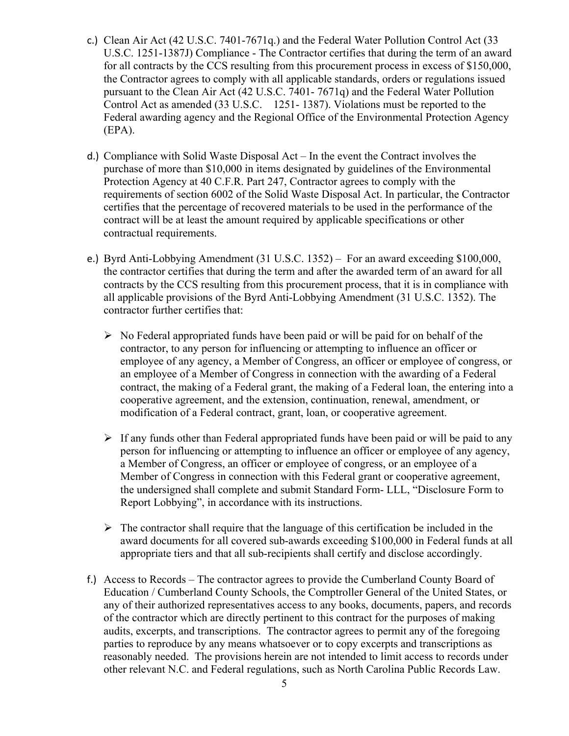c.) Clean Air Act (42 U.S.C. 7401-7671q.) and the Federal Water Pollution Control Act (33 U.S.C. 1251-1387J) Compliance - The Contractor certifies that during the term of an award for all contracts by the CCS resulting from this procurement process in excess of $150,000, the Contractor agrees to comply with all applicable standards, orders or regulations issued pursuant to the Clean Air Act (42 U.S.C. 7401- 7671q) and the Federal Water Pollution Control Act as amended (33 U.S.C. 1251- 1387). Violations must be reported to the Federal awarding agency and the Regional Office of the Environmental Protection Agency (EPA).

d.) Compliance with Solid Waste Disposal Act – In the event the Contract involves the purchase of more than $10,000 in items designated by guidelines of the Environmental Protection Agency at 40 C.F.R. Part 247, Contractor agrees to comply with the requirements of section 6002 of the Solid Waste Disposal Act. In particular, the Contractor certifies that the percentage of recovered materials to be used in the performance of the contract will be at least the amount required by applicable specifications or other contractual requirements.

e.) Byrd Anti-Lobbying Amendment (31 U.S.C. 1352) – For an award exceeding $100,000, the contractor certifies that during the term and after the awarded term of an award for all contracts by the CCS resulting from this procurement process, that it is in compliance with all applicable provisions of the Byrd Anti-Lobbying Amendment (31 U.S.C. 1352). The contractor further certifies that:

- No Federal appropriated funds have been paid or will be paid for on behalf of the contractor, to any person for influencing or attempting to influence an officer or employee of any agency, a Member of Congress, an officer or employee of congress, or an employee of a Member of Congress in connection with the awarding of a Federal contract, the making of a Federal grant, the making of a Federal loan, the entering into a cooperative agreement, and the extension, continuation, renewal, amendment, or modification of a Federal contract, grant, loan, or cooperative agreement.

- If any funds other than Federal appropriated funds have been paid or will be paid to any person for influencing or attempting to influence an officer or employee of any agency, a Member of Congress, an officer or employee of congress, or an employee of a Member of Congress in connection with this Federal grant or cooperative agreement, the undersigned shall complete and submit Standard Form- LLL, "Disclosure Form to Report Lobbying", in accordance with its instructions.

- The contractor shall require that the language of this certification be included in the award documents for all covered sub-awards exceeding $100,000 in Federal funds at all appropriate tiers and that all sub-recipients shall certify and disclose accordingly.

f.) Access to Records – The contractor agrees to provide the Cumberland County Board of Education / Cumberland County Schools, the Comptroller General of the United States, or any of their authorized representatives access to any books, documents, papers, and records of the contractor which are directly pertinent to this contract for the purposes of making audits, excerpts, and transcriptions. The contractor agrees to permit any of the foregoing parties to reproduce by any means whatsoever or to copy excerpts and transcriptions as reasonably needed. The provisions herein are not intended to limit access to records under other relevant N.C. and Federal regulations, such as North Carolina Public Records Law.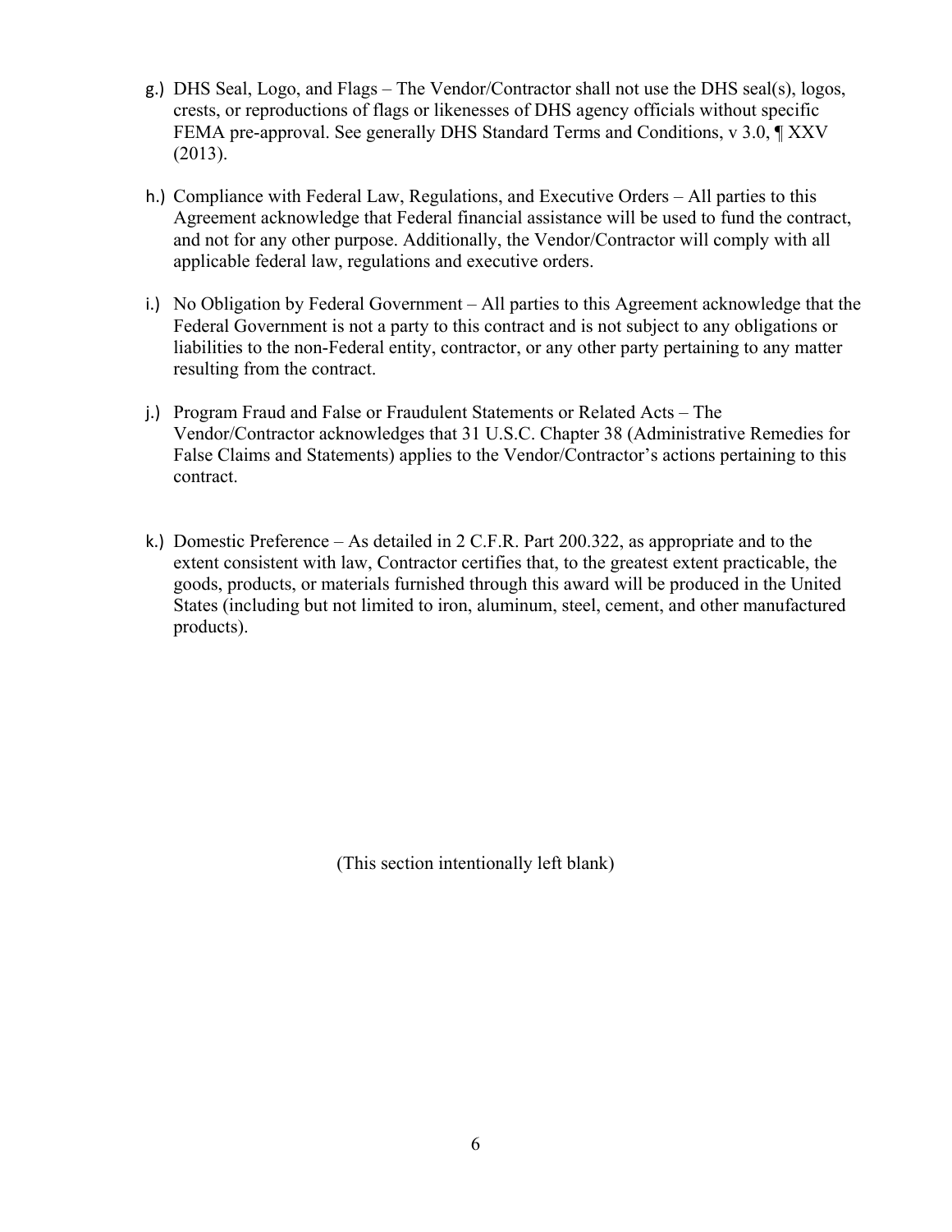g.) DHS Seal, Logo, and Flags – The Vendor/Contractor shall not use the DHS seal(s), logos, crests, or reproductions of flags or likenesses of DHS agency officials without specific FEMA pre-approval. See generally DHS Standard Terms and Conditions, v 3.0, ¶ XXV (2013).

h.) Compliance with Federal Law, Regulations, and Executive Orders – All parties to this Agreement acknowledge that Federal financial assistance will be used to fund the contract, and not for any other purpose. Additionally, the Vendor/Contractor will comply with all applicable federal law, regulations and executive orders.

i.) No Obligation by Federal Government – All parties to this Agreement acknowledge that the Federal Government is not a party to this contract and is not subject to any obligations or liabilities to the non-Federal entity, contractor, or any other party pertaining to any matter resulting from the contract.

j.) Program Fraud and False or Fraudulent Statements or Related Acts – The Vendor/Contractor acknowledges that 31 U.S.C. Chapter 38 (Administrative Remedies for False Claims and Statements) applies to the Vendor/Contractor's actions pertaining to this contract.

k.) Domestic Preference – As detailed in 2 C.F.R. Part 200.322, as appropriate and to the extent consistent with law, Contractor certifies that, to the greatest extent practicable, the goods, products, or materials furnished through this award will be produced in the United States (including but not limited to iron, aluminum, steel, cement, and other manufactured products).

(This section intentionally left blank)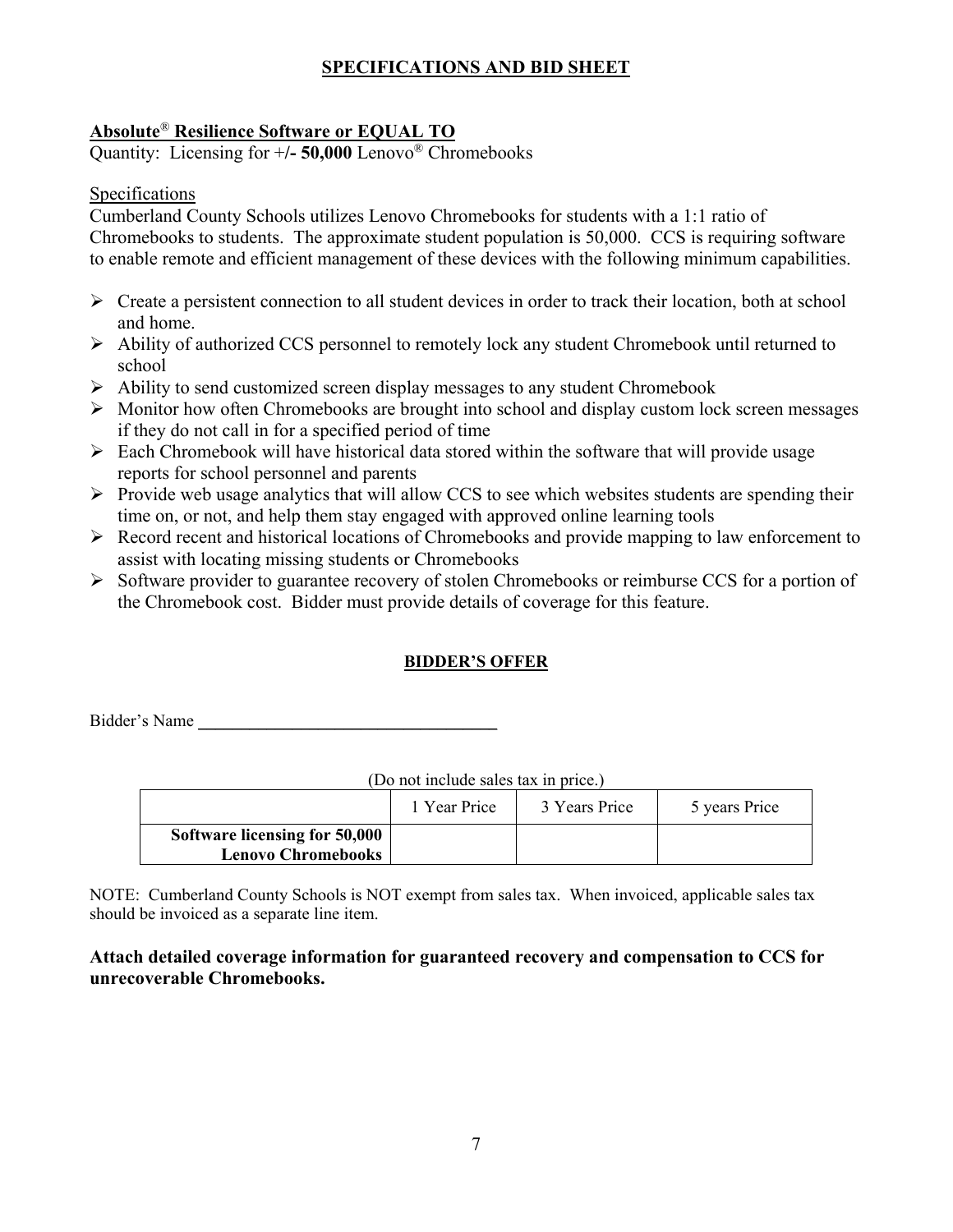## SPECIFICATIONS AND BID SHEET

**Absolute® Resilience Software or EQUAL TO**

Quantity: Licensing for **+/- 50,000** Lenovo® Chromebooks

Specifications

Cumberland County Schools utilizes Lenovo Chromebooks for students with a 1:1 ratio of Chromebooks to students. The approximate student population is 50,000. CCS is requiring software to enable remote and efficient management of these devices with the following minimum capabilities.

- Create a persistent connection to all student devices in order to track their location, both at school and home.
- Ability of authorized CCS personnel to remotely lock any student Chromebook until returned to school
- Ability to send customized screen display messages to any student Chromebook
- Monitor how often Chromebooks are brought into school and display custom lock screen messages if they do not call in for a specified period of time
- Each Chromebook will have historical data stored within the software that will provide usage reports for school personnel and parents
- Provide web usage analytics that will allow CCS to see which websites students are spending their time on, or not, and help them stay engaged with approved online learning tools
- Record recent and historical locations of Chromebooks and provide mapping to law enforcement to assist with locating missing students or Chromebooks
- Software provider to guarantee recovery of stolen Chromebooks or reimburse CCS for a portion of the Chromebook cost. Bidder must provide details of coverage for this feature.

### BIDDER'S OFFER

Bidder's Name ___________________________________

(Do not include sales tax in price.)

| | 1 Year Price | 3 Years Price | 5 years Price |
|---|---|---|---|
| **Software licensing for 50,000 Lenovo Chromebooks** | | | |

NOTE: Cumberland County Schools is NOT exempt from sales tax. When invoiced, applicable sales tax should be invoiced as a separate line item.

**Attach detailed coverage information for guaranteed recovery and compensation to CCS for unrecoverable Chromebooks.**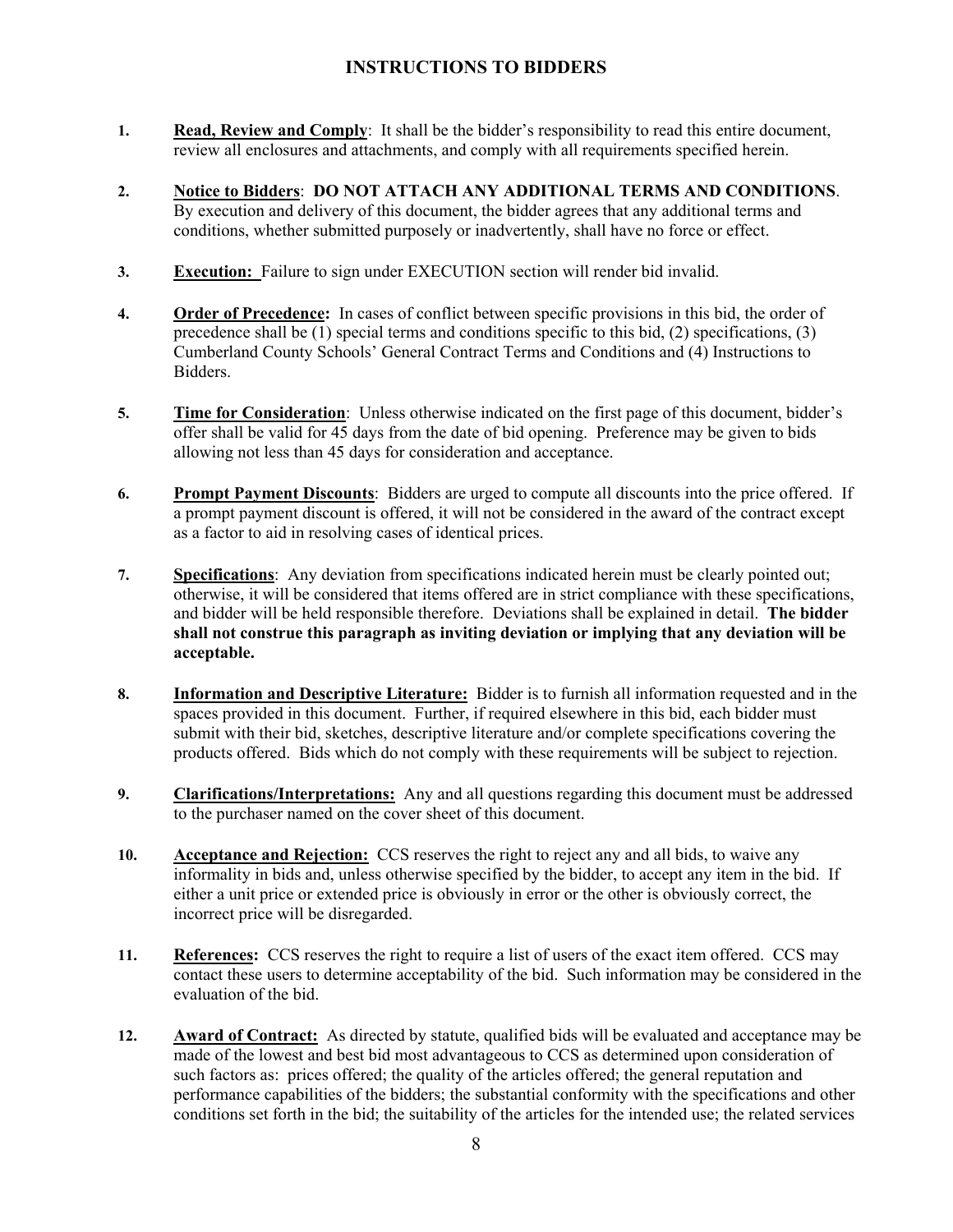## INSTRUCTIONS TO BIDDERS

1. **Read, Review and Comply**: It shall be the bidder's responsibility to read this entire document, review all enclosures and attachments, and comply with all requirements specified herein.

2. **Notice to Bidders**: **DO NOT ATTACH ANY ADDITIONAL TERMS AND CONDITIONS**. By execution and delivery of this document, the bidder agrees that any additional terms and conditions, whether submitted purposely or inadvertently, shall have no force or effect.

3. **Execution:** Failure to sign under EXECUTION section will render bid invalid.

4. **Order of Precedence:** In cases of conflict between specific provisions in this bid, the order of precedence shall be (1) special terms and conditions specific to this bid, (2) specifications, (3) Cumberland County Schools' General Contract Terms and Conditions and (4) Instructions to Bidders.

5. **Time for Consideration**: Unless otherwise indicated on the first page of this document, bidder's offer shall be valid for 45 days from the date of bid opening. Preference may be given to bids allowing not less than 45 days for consideration and acceptance.

6. **Prompt Payment Discounts**: Bidders are urged to compute all discounts into the price offered. If a prompt payment discount is offered, it will not be considered in the award of the contract except as a factor to aid in resolving cases of identical prices.

7. **Specifications**: Any deviation from specifications indicated herein must be clearly pointed out; otherwise, it will be considered that items offered are in strict compliance with these specifications, and bidder will be held responsible therefore. Deviations shall be explained in detail. **The bidder shall not construe this paragraph as inviting deviation or implying that any deviation will be acceptable.**

8. **Information and Descriptive Literature:** Bidder is to furnish all information requested and in the spaces provided in this document. Further, if required elsewhere in this bid, each bidder must submit with their bid, sketches, descriptive literature and/or complete specifications covering the products offered. Bids which do not comply with these requirements will be subject to rejection.

9. **Clarifications/Interpretations:** Any and all questions regarding this document must be addressed to the purchaser named on the cover sheet of this document.

10. **Acceptance and Rejection:** CCS reserves the right to reject any and all bids, to waive any informality in bids and, unless otherwise specified by the bidder, to accept any item in the bid. If either a unit price or extended price is obviously in error or the other is obviously correct, the incorrect price will be disregarded.

11. **References:** CCS reserves the right to require a list of users of the exact item offered. CCS may contact these users to determine acceptability of the bid. Such information may be considered in the evaluation of the bid.

12. **Award of Contract:** As directed by statute, qualified bids will be evaluated and acceptance may be made of the lowest and best bid most advantageous to CCS as determined upon consideration of such factors as: prices offered; the quality of the articles offered; the general reputation and performance capabilities of the bidders; the substantial conformity with the specifications and other conditions set forth in the bid; the suitability of the articles for the intended use; the related services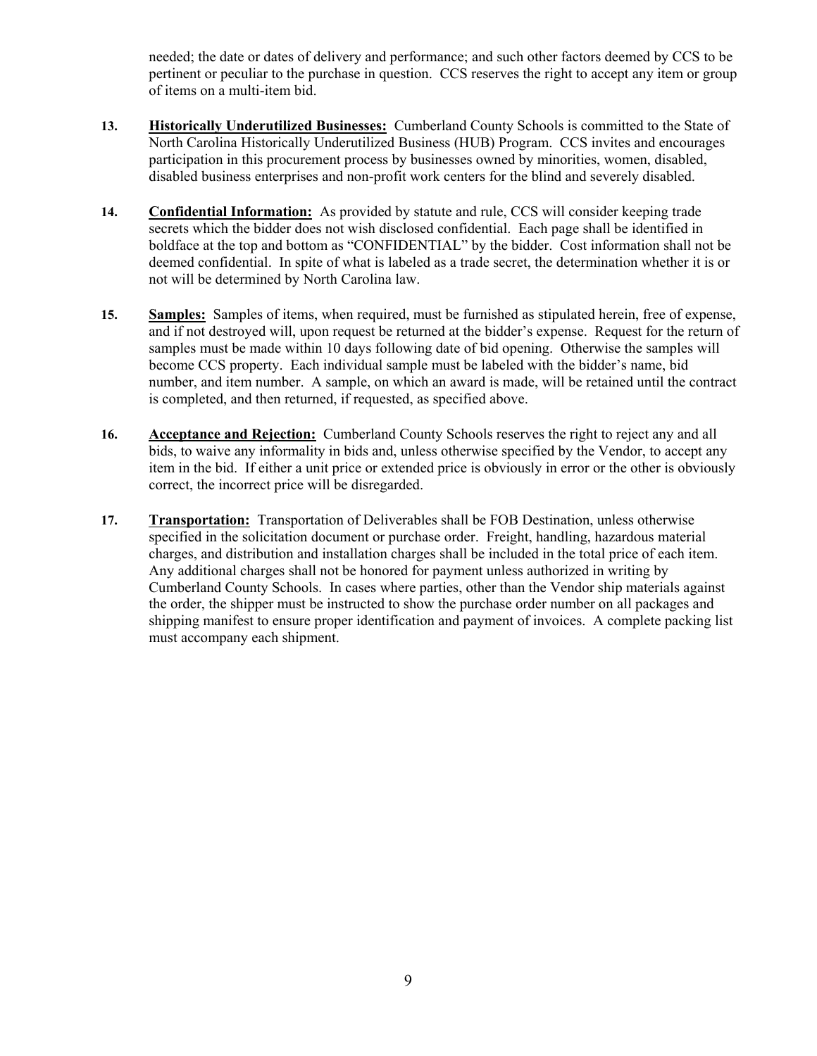needed; the date or dates of delivery and performance; and such other factors deemed by CCS to be pertinent or peculiar to the purchase in question. CCS reserves the right to accept any item or group of items on a multi-item bid.

**13.** **Historically Underutilized Businesses:** Cumberland County Schools is committed to the State of North Carolina Historically Underutilized Business (HUB) Program. CCS invites and encourages participation in this procurement process by businesses owned by minorities, women, disabled, disabled business enterprises and non-profit work centers for the blind and severely disabled.

**14.** **Confidential Information:** As provided by statute and rule, CCS will consider keeping trade secrets which the bidder does not wish disclosed confidential. Each page shall be identified in boldface at the top and bottom as "CONFIDENTIAL" by the bidder. Cost information shall not be deemed confidential. In spite of what is labeled as a trade secret, the determination whether it is or not will be determined by North Carolina law.

**15.** **Samples:** Samples of items, when required, must be furnished as stipulated herein, free of expense, and if not destroyed will, upon request be returned at the bidder's expense. Request for the return of samples must be made within 10 days following date of bid opening. Otherwise the samples will become CCS property. Each individual sample must be labeled with the bidder's name, bid number, and item number. A sample, on which an award is made, will be retained until the contract is completed, and then returned, if requested, as specified above.

**16.** **Acceptance and Rejection:** Cumberland County Schools reserves the right to reject any and all bids, to waive any informality in bids and, unless otherwise specified by the Vendor, to accept any item in the bid. If either a unit price or extended price is obviously in error or the other is obviously correct, the incorrect price will be disregarded.

**17.** **Transportation:** Transportation of Deliverables shall be FOB Destination, unless otherwise specified in the solicitation document or purchase order. Freight, handling, hazardous material charges, and distribution and installation charges shall be included in the total price of each item. Any additional charges shall not be honored for payment unless authorized in writing by Cumberland County Schools. In cases where parties, other than the Vendor ship materials against the order, the shipper must be instructed to show the purchase order number on all packages and shipping manifest to ensure proper identification and payment of invoices. A complete packing list must accompany each shipment.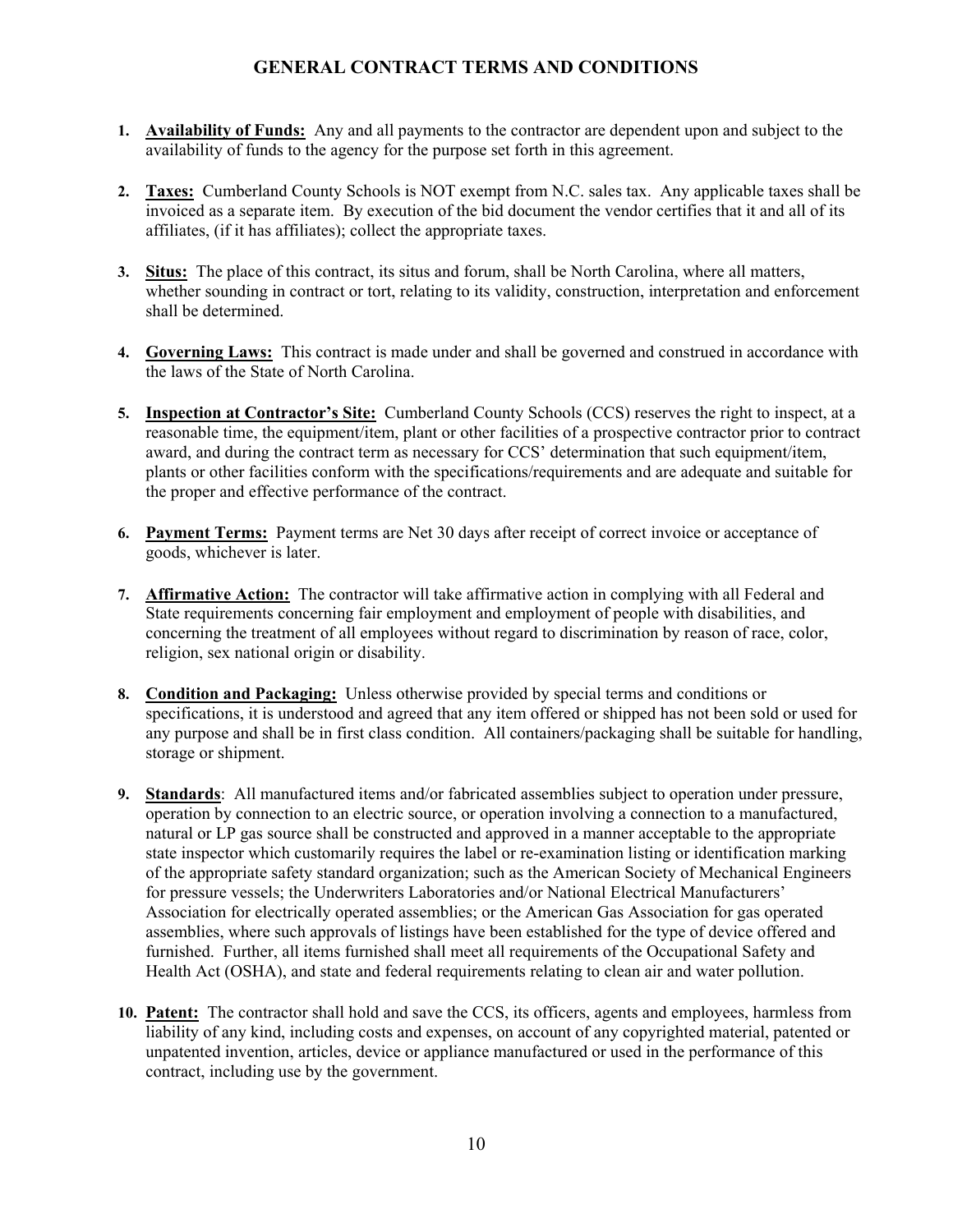## GENERAL CONTRACT TERMS AND CONDITIONS

1. **Availability of Funds:** Any and all payments to the contractor are dependent upon and subject to the availability of funds to the agency for the purpose set forth in this agreement.

2. **Taxes:** Cumberland County Schools is NOT exempt from N.C. sales tax. Any applicable taxes shall be invoiced as a separate item. By execution of the bid document the vendor certifies that it and all of its affiliates, (if it has affiliates); collect the appropriate taxes.

3. **Situs:** The place of this contract, its situs and forum, shall be North Carolina, where all matters, whether sounding in contract or tort, relating to its validity, construction, interpretation and enforcement shall be determined.

4. **Governing Laws:** This contract is made under and shall be governed and construed in accordance with the laws of the State of North Carolina.

5. **Inspection at Contractor's Site:** Cumberland County Schools (CCS) reserves the right to inspect, at a reasonable time, the equipment/item, plant or other facilities of a prospective contractor prior to contract award, and during the contract term as necessary for CCS' determination that such equipment/item, plants or other facilities conform with the specifications/requirements and are adequate and suitable for the proper and effective performance of the contract.

6. **Payment Terms:** Payment terms are Net 30 days after receipt of correct invoice or acceptance of goods, whichever is later.

7. **Affirmative Action:** The contractor will take affirmative action in complying with all Federal and State requirements concerning fair employment and employment of people with disabilities, and concerning the treatment of all employees without regard to discrimination by reason of race, color, religion, sex national origin or disability.

8. **Condition and Packaging:** Unless otherwise provided by special terms and conditions or specifications, it is understood and agreed that any item offered or shipped has not been sold or used for any purpose and shall be in first class condition. All containers/packaging shall be suitable for handling, storage or shipment.

9. **Standards**: All manufactured items and/or fabricated assemblies subject to operation under pressure, operation by connection to an electric source, or operation involving a connection to a manufactured, natural or LP gas source shall be constructed and approved in a manner acceptable to the appropriate state inspector which customarily requires the label or re-examination listing or identification marking of the appropriate safety standard organization; such as the American Society of Mechanical Engineers for pressure vessels; the Underwriters Laboratories and/or National Electrical Manufacturers' Association for electrically operated assemblies; or the American Gas Association for gas operated assemblies, where such approvals of listings have been established for the type of device offered and furnished. Further, all items furnished shall meet all requirements of the Occupational Safety and Health Act (OSHA), and state and federal requirements relating to clean air and water pollution.

10. **Patent:** The contractor shall hold and save the CCS, its officers, agents and employees, harmless from liability of any kind, including costs and expenses, on account of any copyrighted material, patented or unpatented invention, articles, device or appliance manufactured or used in the performance of this contract, including use by the government.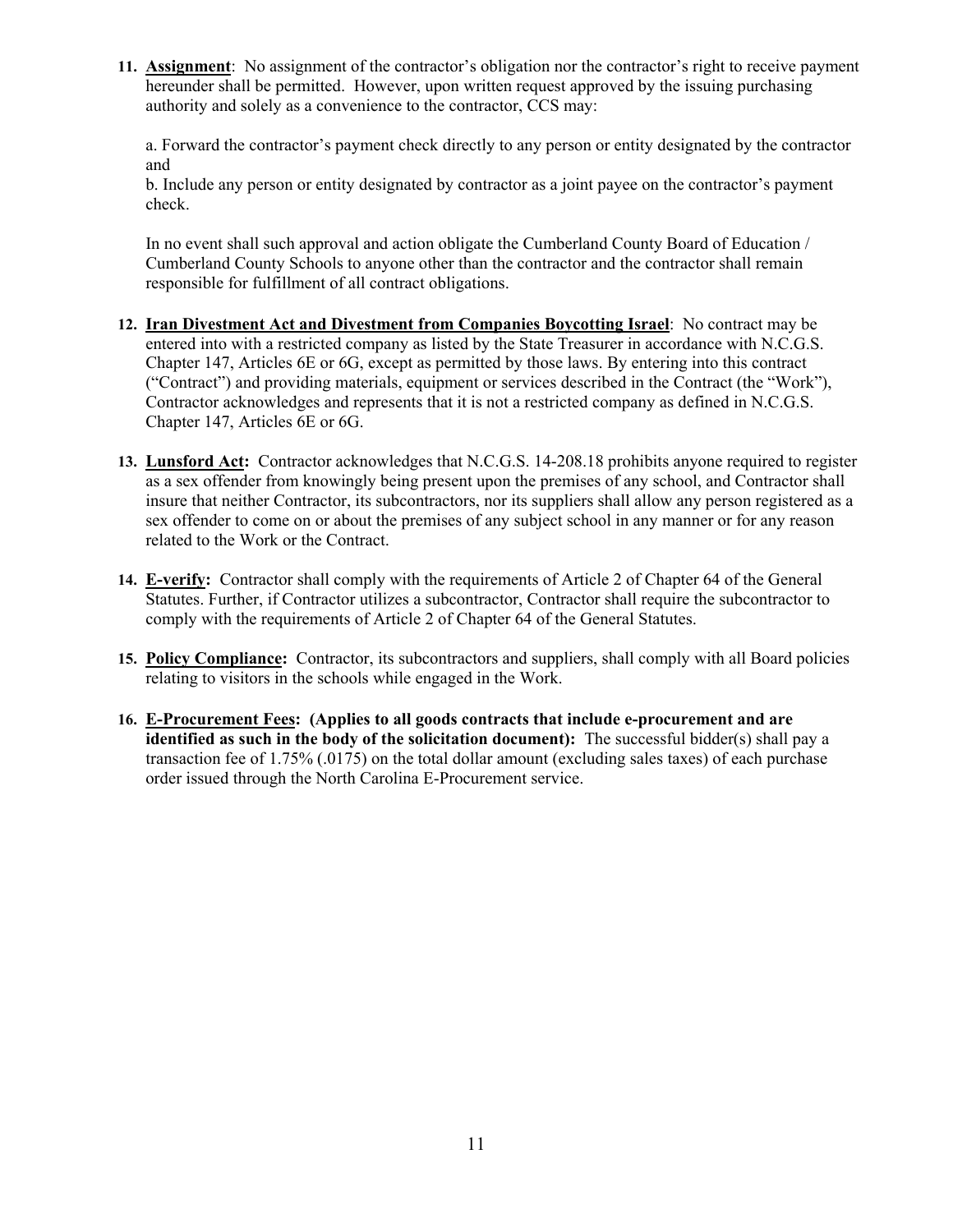11. **Assignment**: No assignment of the contractor's obligation nor the contractor's right to receive payment hereunder shall be permitted. However, upon written request approved by the issuing purchasing authority and solely as a convenience to the contractor, CCS may:

    a. Forward the contractor's payment check directly to any person or entity designated by the contractor and
    b. Include any person or entity designated by contractor as a joint payee on the contractor's payment check.

    In no event shall such approval and action obligate the Cumberland County Board of Education / Cumberland County Schools to anyone other than the contractor and the contractor shall remain responsible for fulfillment of all contract obligations.

12. **Iran Divestment Act and Divestment from Companies Boycotting Israel**: No contract may be entered into with a restricted company as listed by the State Treasurer in accordance with N.C.G.S. Chapter 147, Articles 6E or 6G, except as permitted by those laws. By entering into this contract ("Contract") and providing materials, equipment or services described in the Contract (the "Work"), Contractor acknowledges and represents that it is not a restricted company as defined in N.C.G.S. Chapter 147, Articles 6E or 6G.

13. **Lunsford Act:** Contractor acknowledges that N.C.G.S. 14-208.18 prohibits anyone required to register as a sex offender from knowingly being present upon the premises of any school, and Contractor shall insure that neither Contractor, its subcontractors, nor its suppliers shall allow any person registered as a sex offender to come on or about the premises of any subject school in any manner or for any reason related to the Work or the Contract.

14. **E-verify:** Contractor shall comply with the requirements of Article 2 of Chapter 64 of the General Statutes. Further, if Contractor utilizes a subcontractor, Contractor shall require the subcontractor to comply with the requirements of Article 2 of Chapter 64 of the General Statutes.

15. **Policy Compliance:** Contractor, its subcontractors and suppliers, shall comply with all Board policies relating to visitors in the schools while engaged in the Work.

16. **E-Procurement Fees: (Applies to all goods contracts that include e-procurement and are identified as such in the body of the solicitation document):** The successful bidder(s) shall pay a transaction fee of 1.75% (.0175) on the total dollar amount (excluding sales taxes) of each purchase order issued through the North Carolina E-Procurement service.